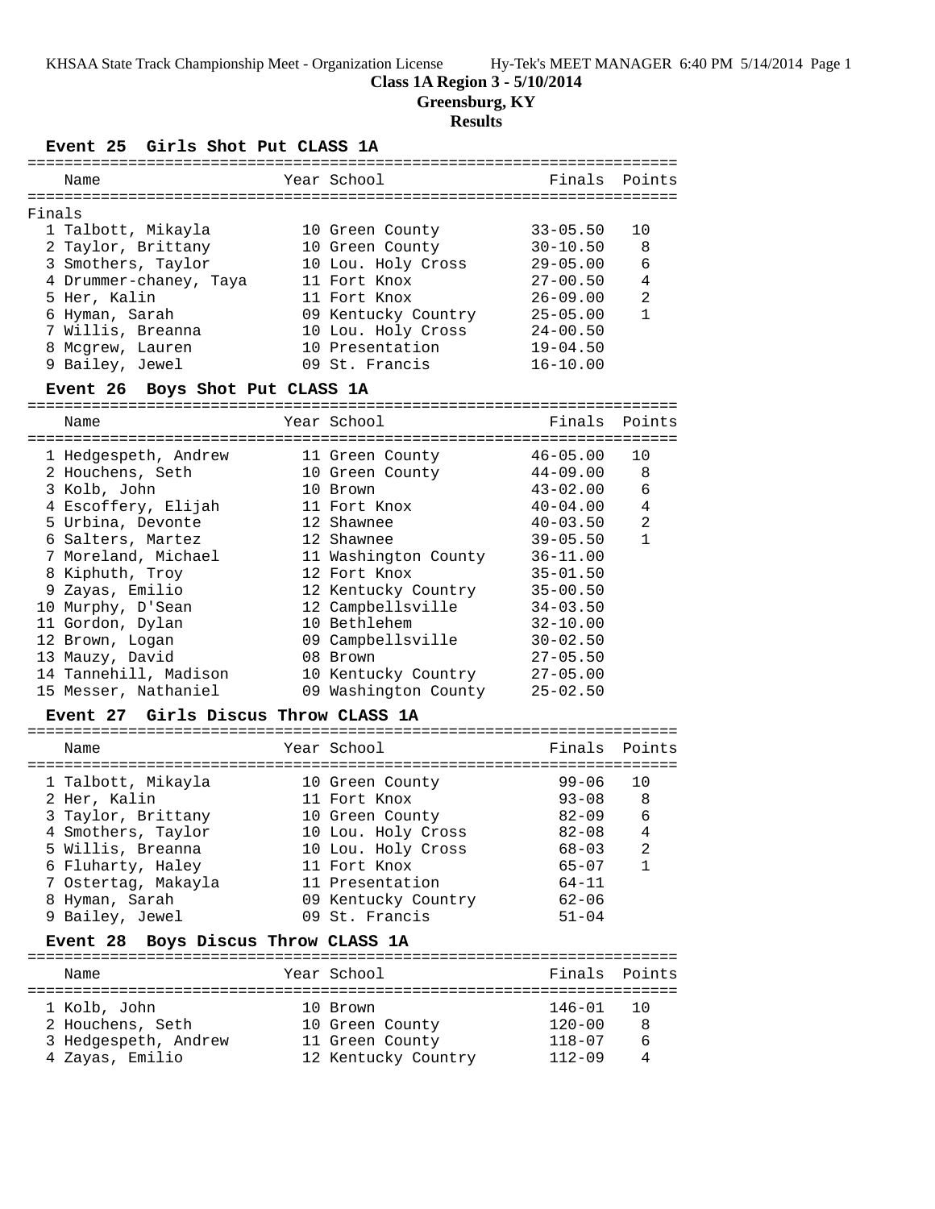KHSAA State Track Championship Meet - Organization License    Hy-Tek's MEET MANAGER 6:40 PM 5/14/2014

**Class 1A Region 3 - 5/10/2014**

**Greensburg, KY**

**Results**

### Event 25 Girls Shot Put CLASS 1A

Finals

| | Name | Year | School | Finals | Points |
|---|---|---|---|---|---|
| 1 | Talbott, Mikayla | 10 | Green County | 33-05.50 | 10 |
| 2 | Taylor, Brittany | 10 | Green County | 30-10.50 | 8 |
| 3 | Smothers, Taylor | 10 | Lou. Holy Cross | 29-05.00 | 6 |
| 4 | Drummer-chaney, Taya | 11 | Fort Knox | 27-00.50 | 4 |
| 5 | Her, Kalin | 11 | Fort Knox | 26-09.00 | 2 |
| 6 | Hyman, Sarah | 09 | Kentucky Country | 25-05.00 | 1 |
| 7 | Willis, Breanna | 10 | Lou. Holy Cross | 24-00.50 | |
| 8 | Mcgrew, Lauren | 10 | Presentation | 19-04.50 | |
| 9 | Bailey, Jewel | 09 | St. Francis | 16-10.00 | |

### Event 26 Boys Shot Put CLASS 1A

| | Name | Year | School | Finals | Points |
|---|---|---|---|---|---|
| 1 | Hedgespeth, Andrew | 11 | Green County | 46-05.00 | 10 |
| 2 | Houchens, Seth | 10 | Green County | 44-09.00 | 8 |
| 3 | Kolb, John | 10 | Brown | 43-02.00 | 6 |
| 4 | Escoffery, Elijah | 11 | Fort Knox | 40-04.00 | 4 |
| 5 | Urbina, Devonte | 12 | Shawnee | 40-03.50 | 2 |
| 6 | Salters, Martez | 12 | Shawnee | 39-05.50 | 1 |
| 7 | Moreland, Michael | 11 | Washington County | 36-11.00 | |
| 8 | Kiphuth, Troy | 12 | Fort Knox | 35-01.50 | |
| 9 | Zayas, Emilio | 12 | Kentucky Country | 35-00.50 | |
| 10 | Murphy, D'Sean | 12 | Campbellsville | 34-03.50 | |
| 11 | Gordon, Dylan | 10 | Bethlehem | 32-10.00 | |
| 12 | Brown, Logan | 09 | Campbellsville | 30-02.50 | |
| 13 | Mauzy, David | 08 | Brown | 27-05.50 | |
| 14 | Tannehill, Madison | 10 | Kentucky Country | 27-05.00 | |
| 15 | Messer, Nathaniel | 09 | Washington County | 25-02.50 | |

### Event 27 Girls Discus Throw CLASS 1A

| | Name | Year | School | Finals | Points |
|---|---|---|---|---|---|
| 1 | Talbott, Mikayla | 10 | Green County | 99-06 | 10 |
| 2 | Her, Kalin | 11 | Fort Knox | 93-08 | 8 |
| 3 | Taylor, Brittany | 10 | Green County | 82-09 | 6 |
| 4 | Smothers, Taylor | 10 | Lou. Holy Cross | 82-08 | 4 |
| 5 | Willis, Breanna | 10 | Lou. Holy Cross | 68-03 | 2 |
| 6 | Fluharty, Haley | 11 | Fort Knox | 65-07 | 1 |
| 7 | Ostertag, Makayla | 11 | Presentation | 64-11 | |
| 8 | Hyman, Sarah | 09 | Kentucky Country | 62-06 | |
| 9 | Bailey, Jewel | 09 | St. Francis | 51-04 | |

### Event 28 Boys Discus Throw CLASS 1A

| | Name | Year | School | Finals | Points |
|---|---|---|---|---|---|
| 1 | Kolb, John | 10 | Brown | 146-01 | 10 |
| 2 | Houchens, Seth | 10 | Green County | 120-00 | 8 |
| 3 | Hedgespeth, Andrew | 11 | Green County | 118-07 | 6 |
| 4 | Zayas, Emilio | 12 | Kentucky Country | 112-09 | 4 |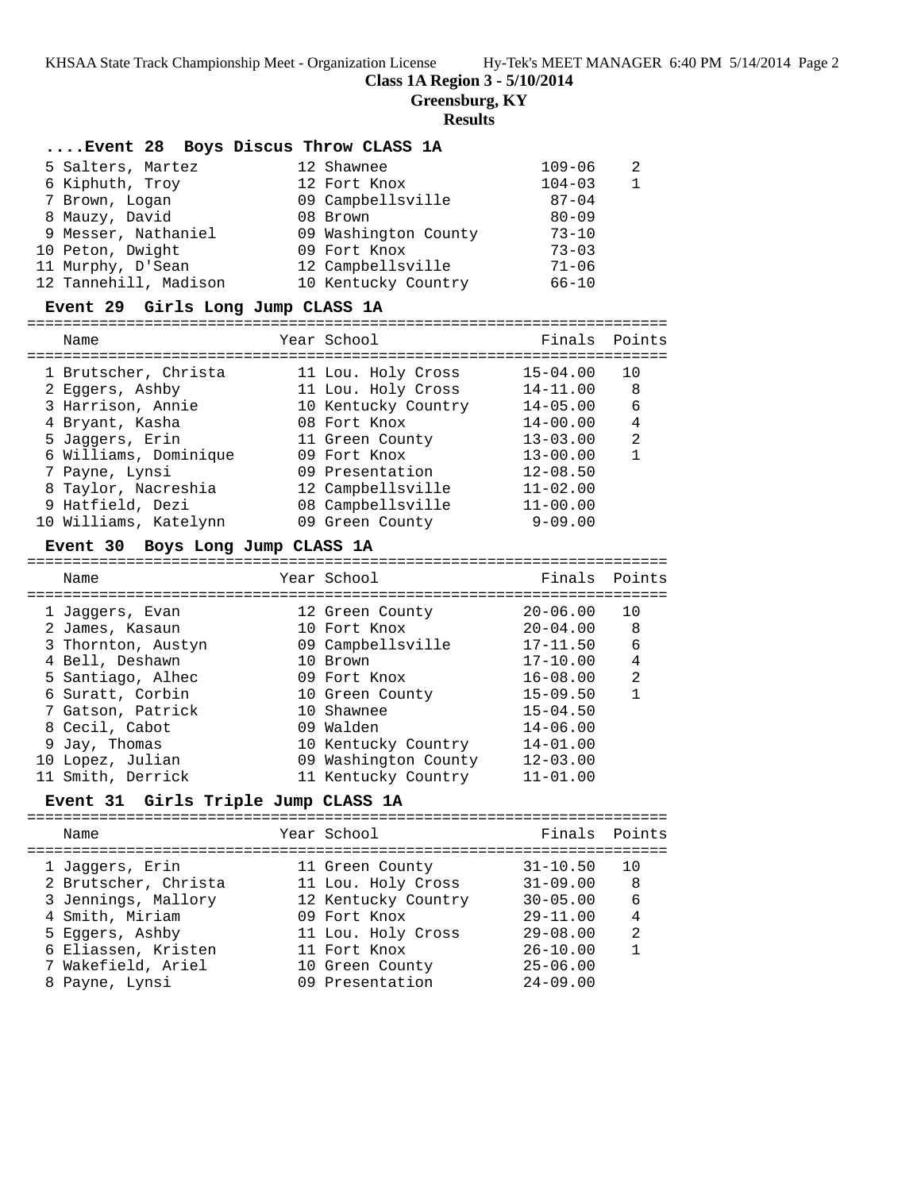**Class 1A Region 3 - 5/10/2014**

**Greensburg, KY**

**Results**

### ....Event 28 Boys Discus Throw CLASS 1A

| Place | Name | Year | School | Finals | Points |
|---|---|---|---|---|---|
| 5 | Salters, Martez | 12 | Shawnee | 109-06 | 2 |
| 6 | Kiphuth, Troy | 12 | Fort Knox | 104-03 | 1 |
| 7 | Brown, Logan | 09 | Campbellsville | 87-04 | |
| 8 | Mauzy, David | 08 | Brown | 80-09 | |
| 9 | Messer, Nathaniel | 09 | Washington County | 73-10 | |
| 10 | Peton, Dwight | 09 | Fort Knox | 73-03 | |
| 11 | Murphy, D'Sean | 12 | Campbellsville | 71-06 | |
| 12 | Tannehill, Madison | 10 | Kentucky Country | 66-10 | |

### Event 29 Girls Long Jump CLASS 1A

| Place | Name | Year | School | Finals | Points |
|---|---|---|---|---|---|
| 1 | Brutscher, Christa | 11 | Lou. Holy Cross | 15-04.00 | 10 |
| 2 | Eggers, Ashby | 11 | Lou. Holy Cross | 14-11.00 | 8 |
| 3 | Harrison, Annie | 10 | Kentucky Country | 14-05.00 | 6 |
| 4 | Bryant, Kasha | 08 | Fort Knox | 14-00.00 | 4 |
| 5 | Jaggers, Erin | 11 | Green County | 13-03.00 | 2 |
| 6 | Williams, Dominique | 09 | Fort Knox | 13-00.00 | 1 |
| 7 | Payne, Lynsi | 09 | Presentation | 12-08.50 | |
| 8 | Taylor, Nacreshia | 12 | Campbellsville | 11-02.00 | |
| 9 | Hatfield, Dezi | 08 | Campbellsville | 11-00.00 | |
| 10 | Williams, Katelynn | 09 | Green County | 9-09.00 | |

### Event 30 Boys Long Jump CLASS 1A

| Place | Name | Year | School | Finals | Points |
|---|---|---|---|---|---|
| 1 | Jaggers, Evan | 12 | Green County | 20-06.00 | 10 |
| 2 | James, Kasaun | 10 | Fort Knox | 20-04.00 | 8 |
| 3 | Thornton, Austyn | 09 | Campbellsville | 17-11.50 | 6 |
| 4 | Bell, Deshawn | 10 | Brown | 17-10.00 | 4 |
| 5 | Santiago, Alhec | 09 | Fort Knox | 16-08.00 | 2 |
| 6 | Suratt, Corbin | 10 | Green County | 15-09.50 | 1 |
| 7 | Gatson, Patrick | 10 | Shawnee | 15-04.50 | |
| 8 | Cecil, Cabot | 09 | Walden | 14-06.00 | |
| 9 | Jay, Thomas | 10 | Kentucky Country | 14-01.00 | |
| 10 | Lopez, Julian | 09 | Washington County | 12-03.00 | |
| 11 | Smith, Derrick | 11 | Kentucky Country | 11-01.00 | |

### Event 31 Girls Triple Jump CLASS 1A

| Place | Name | Year | School | Finals | Points |
|---|---|---|---|---|---|
| 1 | Jaggers, Erin | 11 | Green County | 31-10.50 | 10 |
| 2 | Brutscher, Christa | 11 | Lou. Holy Cross | 31-09.00 | 8 |
| 3 | Jennings, Mallory | 12 | Kentucky Country | 30-05.00 | 6 |
| 4 | Smith, Miriam | 09 | Fort Knox | 29-11.00 | 4 |
| 5 | Eggers, Ashby | 11 | Lou. Holy Cross | 29-08.00 | 2 |
| 6 | Eliassen, Kristen | 11 | Fort Knox | 26-10.00 | 1 |
| 7 | Wakefield, Ariel | 10 | Green County | 25-06.00 | |
| 8 | Payne, Lynsi | 09 | Presentation | 24-09.00 | |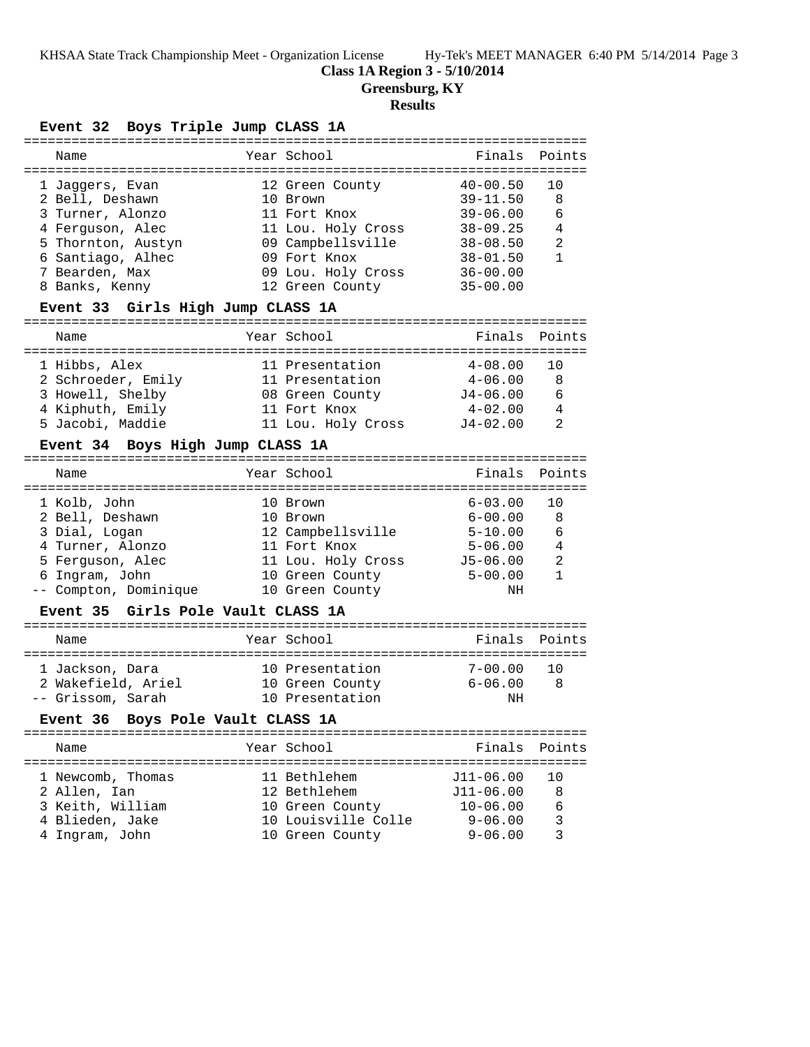**Class 1A Region 3 - 5/10/2014**

**Greensburg, KY**

**Results**

### Event 32 Boys Triple Jump CLASS 1A

| | Name | Year | School | Finals | Points |
|---|---|---|---|---|---|
| 1 | Jaggers, Evan | 12 | Green County | 40-00.50 | 10 |
| 2 | Bell, Deshawn | 10 | Brown | 39-11.50 | 8 |
| 3 | Turner, Alonzo | 11 | Fort Knox | 39-06.00 | 6 |
| 4 | Ferguson, Alec | 11 | Lou. Holy Cross | 38-09.25 | 4 |
| 5 | Thornton, Austyn | 09 | Campbellsville | 38-08.50 | 2 |
| 6 | Santiago, Alhec | 09 | Fort Knox | 38-01.50 | 1 |
| 7 | Bearden, Max | 09 | Lou. Holy Cross | 36-00.00 | |
| 8 | Banks, Kenny | 12 | Green County | 35-00.00 | |

### Event 33 Girls High Jump CLASS 1A

| | Name | Year | School | Finals | Points |
|---|---|---|---|---|---|
| 1 | Hibbs, Alex | 11 | Presentation | 4-08.00 | 10 |
| 2 | Schroeder, Emily | 11 | Presentation | 4-06.00 | 8 |
| 3 | Howell, Shelby | 08 | Green County | J4-06.00 | 6 |
| 4 | Kiphuth, Emily | 11 | Fort Knox | 4-02.00 | 4 |
| 5 | Jacobi, Maddie | 11 | Lou. Holy Cross | J4-02.00 | 2 |

### Event 34 Boys High Jump CLASS 1A

| | Name | Year | School | Finals | Points |
|---|---|---|---|---|---|
| 1 | Kolb, John | 10 | Brown | 6-03.00 | 10 |
| 2 | Bell, Deshawn | 10 | Brown | 6-00.00 | 8 |
| 3 | Dial, Logan | 12 | Campbellsville | 5-10.00 | 6 |
| 4 | Turner, Alonzo | 11 | Fort Knox | 5-06.00 | 4 |
| 5 | Ferguson, Alec | 11 | Lou. Holy Cross | J5-06.00 | 2 |
| 6 | Ingram, John | 10 | Green County | 5-00.00 | 1 |
| -- | Compton, Dominique | 10 | Green County | NH | |

### Event 35 Girls Pole Vault CLASS 1A

| | Name | Year | School | Finals | Points |
|---|---|---|---|---|---|
| 1 | Jackson, Dara | 10 | Presentation | 7-00.00 | 10 |
| 2 | Wakefield, Ariel | 10 | Green County | 6-06.00 | 8 |
| -- | Grissom, Sarah | 10 | Presentation | NH | |

### Event 36 Boys Pole Vault CLASS 1A

| | Name | Year | School | Finals | Points |
|---|---|---|---|---|---|
| 1 | Newcomb, Thomas | 11 | Bethlehem | J11-06.00 | 10 |
| 2 | Allen, Ian | 12 | Bethlehem | J11-06.00 | 8 |
| 3 | Keith, William | 10 | Green County | 10-06.00 | 6 |
| 4 | Blieden, Jake | 10 | Louisville Colle | 9-06.00 | 3 |
| 4 | Ingram, John | 10 | Green County | 9-06.00 | 3 |